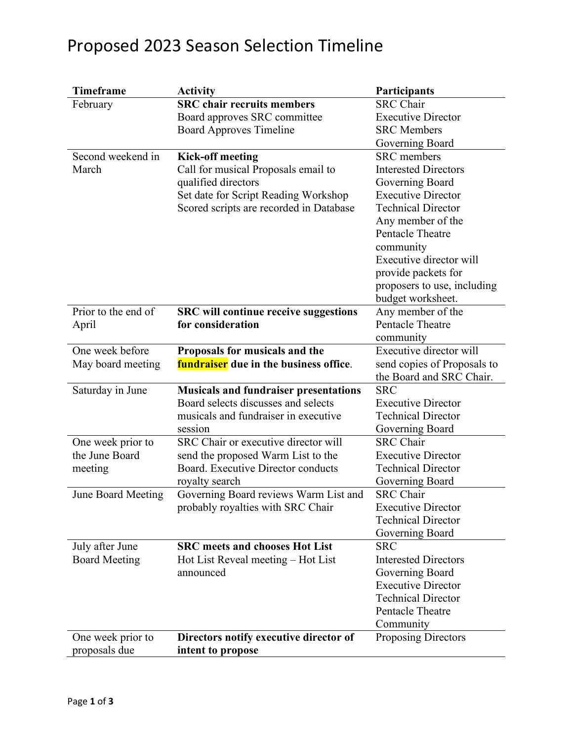# Proposed 2023 Season Selection Timeline

| Timeframe | Activity | Participants |
|---|---|---|
| February | **SRC chair recruits members**<br>Board approves SRC committee<br>Board Approves Timeline | SRC Chair<br>Executive Director<br>SRC Members<br>Governing Board |
| Second weekend in March | **Kick-off meeting**<br>Call for musical Proposals email to qualified directors<br>Set date for Script Reading Workshop<br>Scored scripts are recorded in Database | SRC members<br>Interested Directors<br>Governing Board<br>Executive Director<br>Technical Director<br>Any member of the Pentacle Theatre community<br>Executive director will provide packets for proposers to use, including budget worksheet. |
| Prior to the end of April | **SRC will continue receive suggestions for consideration** | Any member of the Pentacle Theatre community |
| One week before May board meeting | **Proposals for musicals and the fundraiser due in the business office**. | Executive director will send copies of Proposals to the Board and SRC Chair. |
| Saturday in June | **Musicals and fundraiser presentations**<br>Board selects discusses and selects musicals and fundraiser in executive session | SRC<br>Executive Director<br>Technical Director<br>Governing Board |
| One week prior to the June Board meeting | SRC Chair or executive director will send the proposed Warm List to the Board. Executive Director conducts royalty search | SRC Chair<br>Executive Director<br>Technical Director<br>Governing Board |
| June Board Meeting | Governing Board reviews Warm List and probably royalties with SRC Chair | SRC Chair<br>Executive Director<br>Technical Director<br>Governing Board |
| July after June Board Meeting | **SRC meets and chooses Hot List**<br>Hot List Reveal meeting – Hot List announced | SRC<br>Interested Directors<br>Governing Board<br>Executive Director<br>Technical Director<br>Pentacle Theatre Community |
| One week prior to proposals due | **Directors notify executive director of intent to propose** | Proposing Directors |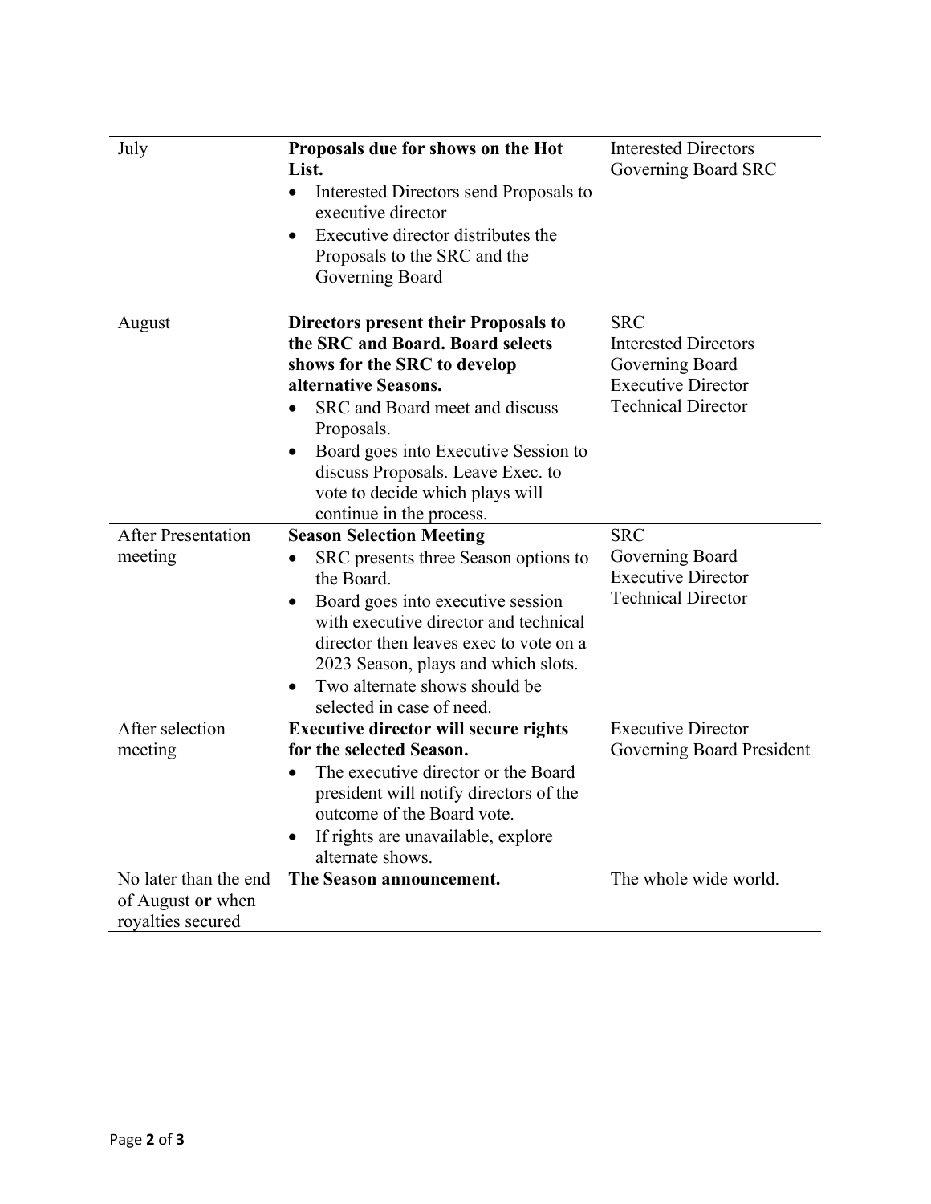| | | |
|---|---|---|
| July | **Proposals due for shows on the Hot List.**<br>• Interested Directors send Proposals to executive director<br>• Executive director distributes the Proposals to the SRC and the Governing Board | Interested Directors<br>Governing Board SRC |
| August | **Directors present their Proposals to the SRC and Board. Board selects shows for the SRC to develop alternative Seasons.**<br>• SRC and Board meet and discuss Proposals.<br>• Board goes into Executive Session to discuss Proposals. Leave Exec. to vote to decide which plays will continue in the process. | SRC<br>Interested Directors<br>Governing Board<br>Executive Director<br>Technical Director |
| After Presentation meeting | **Season Selection Meeting**<br>• SRC presents three Season options to the Board.<br>• Board goes into executive session with executive director and technical director then leaves exec to vote on a 2023 Season, plays and which slots.<br>• Two alternate shows should be selected in case of need. | SRC<br>Governing Board<br>Executive Director<br>Technical Director |
| After selection meeting | **Executive director will secure rights for the selected Season.**<br>• The executive director or the Board president will notify directors of the outcome of the Board vote.<br>• If rights are unavailable, explore alternate shows. | Executive Director<br>Governing Board President |
| No later than the end of August **or** when royalties secured | **The Season announcement.** | The whole wide world. |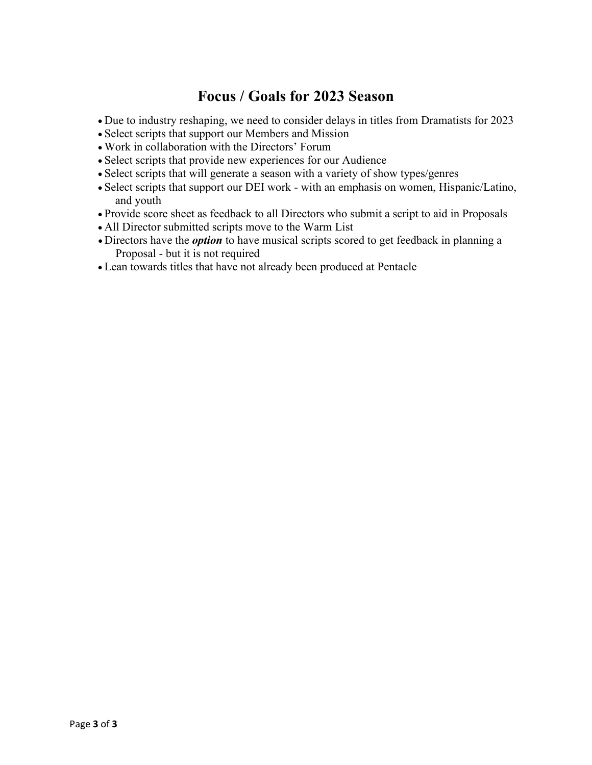# Focus / Goals for 2023 Season

- Due to industry reshaping, we need to consider delays in titles from Dramatists for 2023
- Select scripts that support our Members and Mission
- Work in collaboration with the Directors' Forum
- Select scripts that provide new experiences for our Audience
- Select scripts that will generate a season with a variety of show types/genres
- Select scripts that support our DEI work - with an emphasis on women, Hispanic/Latino, and youth
- Provide score sheet as feedback to all Directors who submit a script to aid in Proposals
- All Director submitted scripts move to the Warm List
- Directors have the ***option*** to have musical scripts scored to get feedback in planning a Proposal - but it is not required
- Lean towards titles that have not already been produced at Pentacle